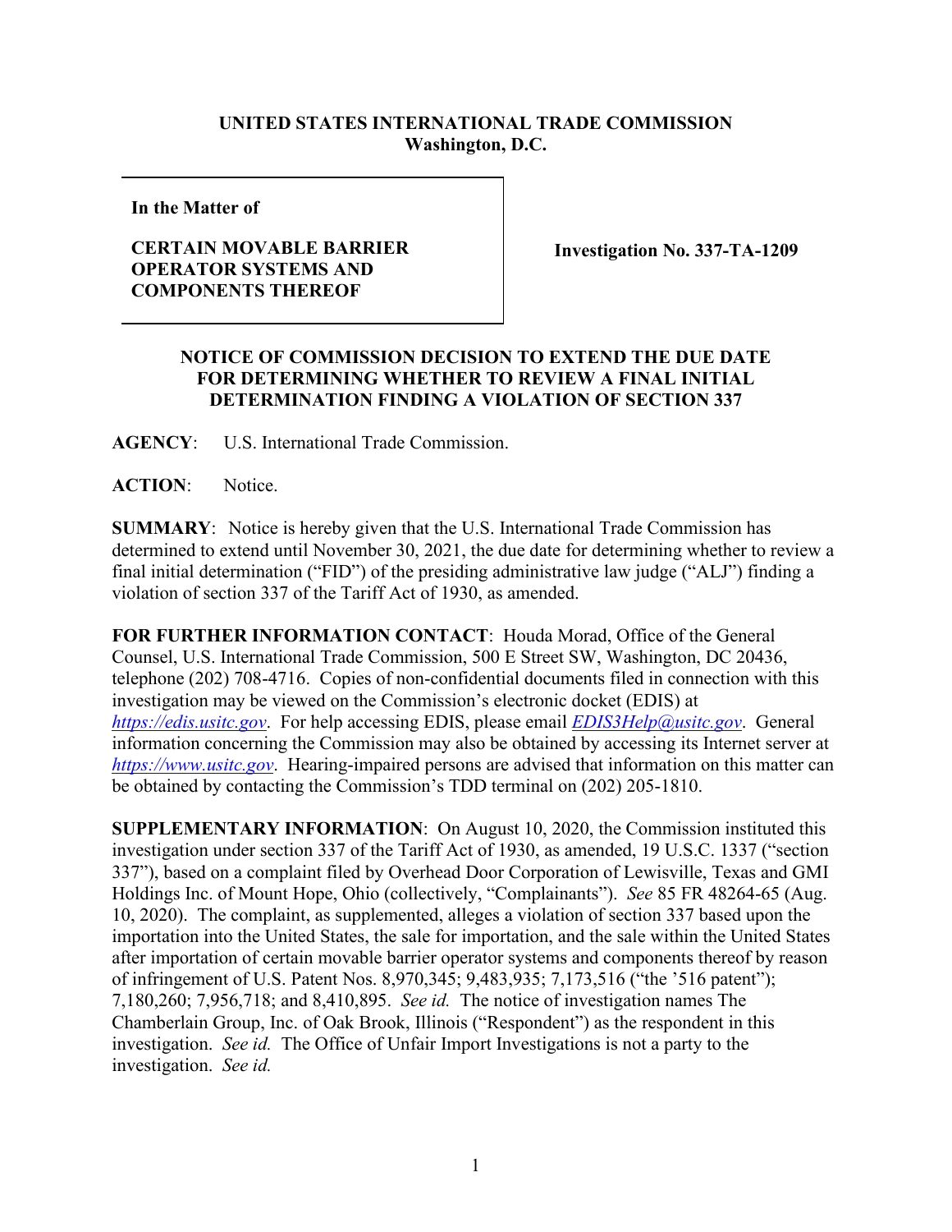**UNITED STATES INTERNATIONAL TRADE COMMISSION**
**Washington, D.C.**

| **In the Matter of**<br><br>**CERTAIN MOVABLE BARRIER OPERATOR SYSTEMS AND COMPONENTS THEREOF** | **Investigation No. 337-TA-1209** |
|---|---|

**NOTICE OF COMMISSION DECISION TO EXTEND THE DUE DATE FOR DETERMINING WHETHER TO REVIEW A FINAL INITIAL DETERMINATION FINDING A VIOLATION OF SECTION 337**

**AGENCY**: U.S. International Trade Commission.

**ACTION**: Notice.

**SUMMARY**: Notice is hereby given that the U.S. International Trade Commission has determined to extend until November 30, 2021, the due date for determining whether to review a final initial determination ("FID") of the presiding administrative law judge ("ALJ") finding a violation of section 337 of the Tariff Act of 1930, as amended.

**FOR FURTHER INFORMATION CONTACT**: Houda Morad, Office of the General Counsel, U.S. International Trade Commission, 500 E Street SW, Washington, DC 20436, telephone (202) 708-4716. Copies of non-confidential documents filed in connection with this investigation may be viewed on the Commission's electronic docket (EDIS) at *https://edis.usitc.gov*. For help accessing EDIS, please email *EDIS3Help@usitc.gov*. General information concerning the Commission may also be obtained by accessing its Internet server at *https://www.usitc.gov*. Hearing-impaired persons are advised that information on this matter can be obtained by contacting the Commission's TDD terminal on (202) 205-1810.

**SUPPLEMENTARY INFORMATION**: On August 10, 2020, the Commission instituted this investigation under section 337 of the Tariff Act of 1930, as amended, 19 U.S.C. 1337 ("section 337"), based on a complaint filed by Overhead Door Corporation of Lewisville, Texas and GMI Holdings Inc. of Mount Hope, Ohio (collectively, "Complainants"). *See* 85 FR 48264-65 (Aug. 10, 2020). The complaint, as supplemented, alleges a violation of section 337 based upon the importation into the United States, the sale for importation, and the sale within the United States after importation of certain movable barrier operator systems and components thereof by reason of infringement of U.S. Patent Nos. 8,970,345; 9,483,935; 7,173,516 ("the '516 patent"); 7,180,260; 7,956,718; and 8,410,895. *See id.* The notice of investigation names The Chamberlain Group, Inc. of Oak Brook, Illinois ("Respondent") as the respondent in this investigation. *See id.* The Office of Unfair Import Investigations is not a party to the investigation. *See id.*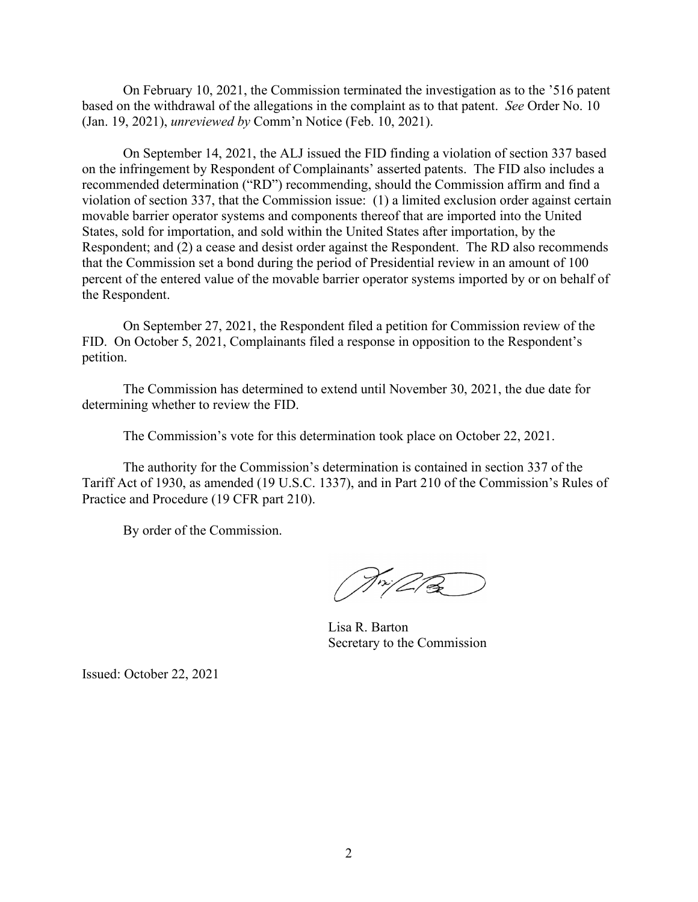On February 10, 2021, the Commission terminated the investigation as to the '516 patent based on the withdrawal of the allegations in the complaint as to that patent. *See* Order No. 10 (Jan. 19, 2021), *unreviewed by* Comm'n Notice (Feb. 10, 2021).

On September 14, 2021, the ALJ issued the FID finding a violation of section 337 based on the infringement by Respondent of Complainants' asserted patents. The FID also includes a recommended determination ("RD") recommending, should the Commission affirm and find a violation of section 337, that the Commission issue: (1) a limited exclusion order against certain movable barrier operator systems and components thereof that are imported into the United States, sold for importation, and sold within the United States after importation, by the Respondent; and (2) a cease and desist order against the Respondent. The RD also recommends that the Commission set a bond during the period of Presidential review in an amount of 100 percent of the entered value of the movable barrier operator systems imported by or on behalf of the Respondent.

On September 27, 2021, the Respondent filed a petition for Commission review of the FID. On October 5, 2021, Complainants filed a response in opposition to the Respondent's petition.

The Commission has determined to extend until November 30, 2021, the due date for determining whether to review the FID.

The Commission's vote for this determination took place on October 22, 2021.

The authority for the Commission's determination is contained in section 337 of the Tariff Act of 1930, as amended (19 U.S.C. 1337), and in Part 210 of the Commission's Rules of Practice and Procedure (19 CFR part 210).

By order of the Commission.

Lisa R. Barton
Secretary to the Commission

Issued: October 22, 2021